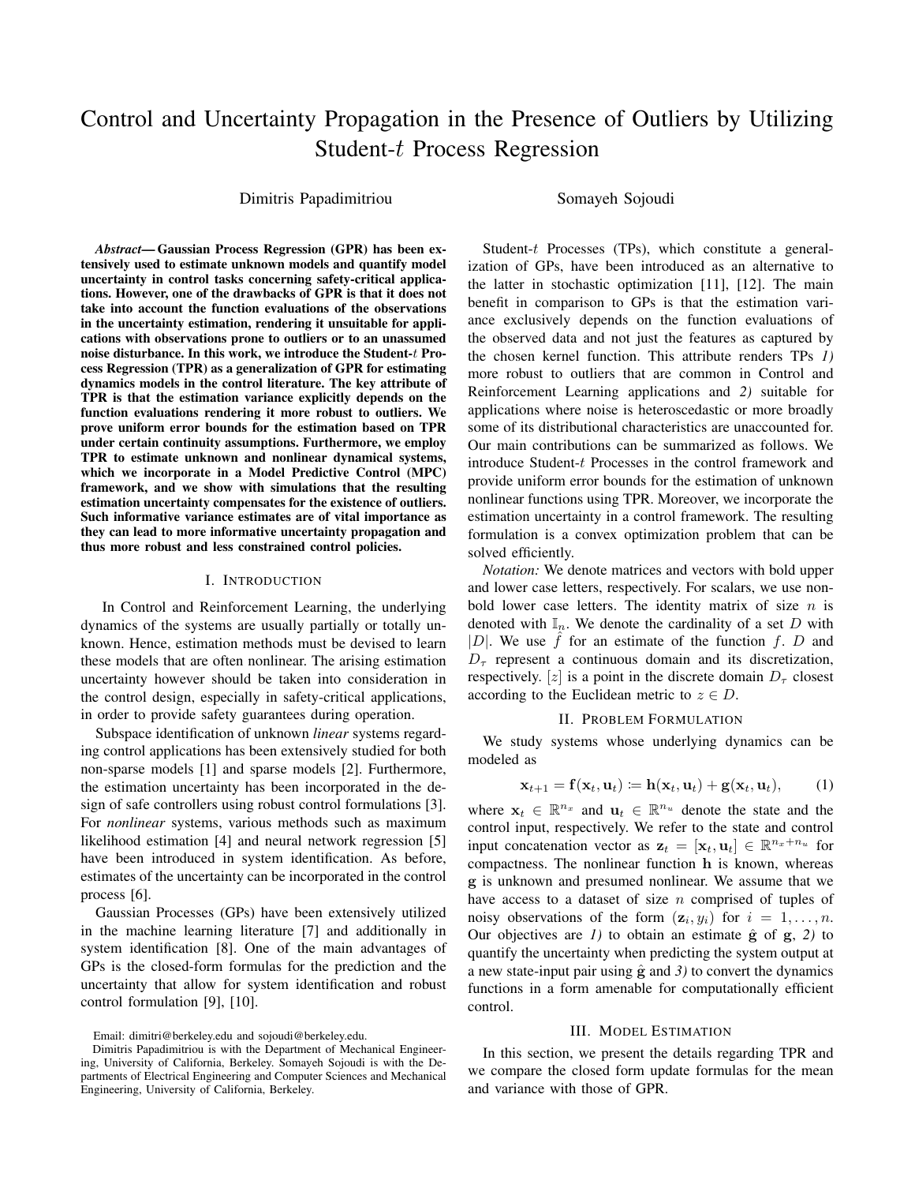# Control and Uncertainty Propagation in the Presence of Outliers by Utilizing Student-$t$ Process Regression

Dimitris Papadimitriou     Somayeh Sojoudi

***Abstract*— Gaussian Process Regression (GPR) has been extensively used to estimate unknown models and quantify model uncertainty in control tasks concerning safety-critical applications. However, one of the drawbacks of GPR is that it does not take into account the function evaluations of the observations in the uncertainty estimation, rendering it unsuitable for applications with observations prone to outliers or to an unassumed noise disturbance. In this work, we introduce the Student-$t$ Process Regression (TPR) as a generalization of GPR for estimating dynamics models in the control literature. The key attribute of TPR is that the estimation variance explicitly depends on the function evaluations rendering it more robust to outliers. We prove uniform error bounds for the estimation based on TPR under certain continuity assumptions. Furthermore, we employ TPR to estimate unknown and nonlinear dynamical systems, which we incorporate in a Model Predictive Control (MPC) framework, and we show with simulations that the resulting estimation uncertainty compensates for the existence of outliers. Such informative variance estimates are of vital importance as they can lead to more informative uncertainty propagation and thus more robust and less constrained control policies.**

## I. Introduction

In Control and Reinforcement Learning, the underlying dynamics of the systems are usually partially or totally unknown. Hence, estimation methods must be devised to learn these models that are often nonlinear. The arising estimation uncertainty however should be taken into consideration in the control design, especially in safety-critical applications, in order to provide safety guarantees during operation.

Subspace identification of unknown *linear* systems regarding control applications has been extensively studied for both non-sparse models [1] and sparse models [2]. Furthermore, the estimation uncertainty has been incorporated in the design of safe controllers using robust control formulations [3]. For *nonlinear* systems, various methods such as maximum likelihood estimation [4] and neural network regression [5] have been introduced in system identification. As before, estimates of the uncertainty can be incorporated in the control process [6].

Gaussian Processes (GPs) have been extensively utilized in the machine learning literature [7] and additionally in system identification [8]. One of the main advantages of GPs is the closed-form formulas for the prediction and the uncertainty that allow for system identification and robust control formulation [9], [10].

Email: dimitri@berkeley.edu and sojoudi@berkeley.edu.

Dimitris Papadimitriou is with the Department of Mechanical Engineering, University of California, Berkeley. Somayeh Sojoudi is with the Departments of Electrical Engineering and Computer Sciences and Mechanical Engineering, University of California, Berkeley.

Student-$t$ Processes (TPs), which constitute a generalization of GPs, have been introduced as an alternative to the latter in stochastic optimization [11], [12]. The main benefit in comparison to GPs is that the estimation variance exclusively depends on the function evaluations of the observed data and not just the features as captured by the chosen kernel function. This attribute renders TPs *1)* more robust to outliers that are common in Control and Reinforcement Learning applications and *2)* suitable for applications where noise is heteroscedastic or more broadly some of its distributional characteristics are unaccounted for. Our main contributions can be summarized as follows. We introduce Student-$t$ Processes in the control framework and provide uniform error bounds for the estimation of unknown nonlinear functions using TPR. Moreover, we incorporate the estimation uncertainty in a control framework. The resulting formulation is a convex optimization problem that can be solved efficiently.

*Notation:* We denote matrices and vectors with bold upper and lower case letters, respectively. For scalars, we use non-bold lower case letters. The identity matrix of size $n$ is denoted with $\mathbb{I}_n$. We denote the cardinality of a set $D$ with $|D|$. We use $\hat{f}$ for an estimate of the function $f$. $D$ and $D_\tau$ represent a continuous domain and its discretization, respectively. $[z]$ is a point in the discrete domain $D_\tau$ closest according to the Euclidean metric to $z \in D$.

## II. Problem Formulation

We study systems whose underlying dynamics can be modeled as

$$\mathbf{x}_{t+1} = \mathbf{f}(\mathbf{x}_t, \mathbf{u}_t) := \mathbf{h}(\mathbf{x}_t, \mathbf{u}_t) + \mathbf{g}(\mathbf{x}_t, \mathbf{u}_t), \qquad (1)$$

where $\mathbf{x}_t \in \mathbb{R}^{n_x}$ and $\mathbf{u}_t \in \mathbb{R}^{n_u}$ denote the state and the control input, respectively. We refer to the state and control input concatenation vector as $\mathbf{z}_t = [\mathbf{x}_t, \mathbf{u}_t] \in \mathbb{R}^{n_x+n_u}$ for compactness. The nonlinear function $\mathbf{h}$ is known, whereas $\mathbf{g}$ is unknown and presumed nonlinear. We assume that we have access to a dataset of size $n$ comprised of tuples of noisy observations of the form $(\mathbf{z}_i, y_i)$ for $i = 1, \ldots, n$. Our objectives are *1)* to obtain an estimate $\hat{\mathbf{g}}$ of $\mathbf{g}$, *2)* to quantify the uncertainty when predicting the system output at a new state-input pair using $\hat{\mathbf{g}}$ and *3)* to convert the dynamics functions in a form amenable for computationally efficient control.

## III. Model Estimation

In this section, we present the details regarding TPR and we compare the closed form update formulas for the mean and variance with those of GPR.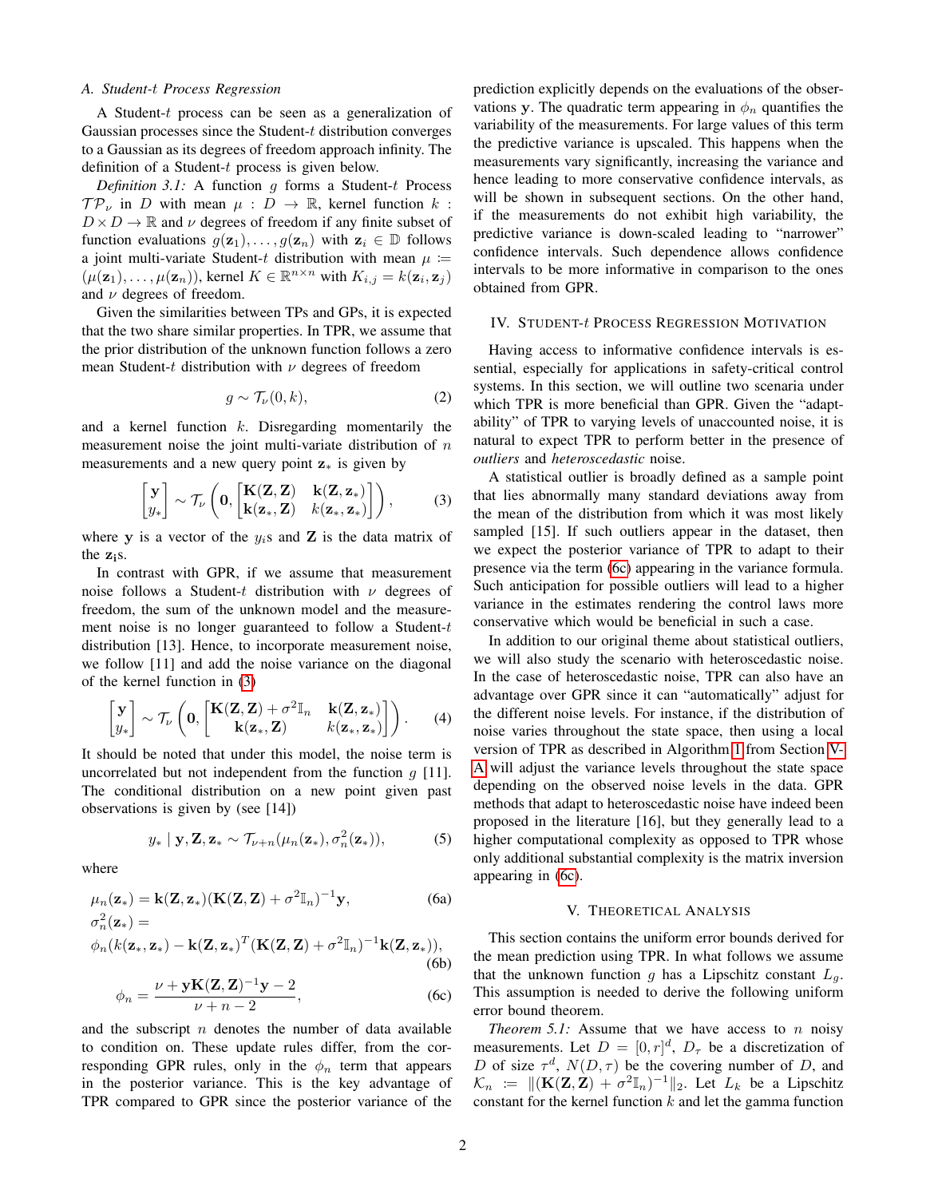### A. Student-$t$ Process Regression

A Student-$t$ process can be seen as a generalization of Gaussian processes since the Student-$t$ distribution converges to a Gaussian as its degrees of freedom approach infinity. The definition of a Student-$t$ process is given below.

*Definition 3.1:* A function $g$ forms a Student-$t$ Process $\mathcal{TP}_\nu$ in $D$ with mean $\mu : D \to \mathbb{R}$, kernel function $k : D \times D \to \mathbb{R}$ and $\nu$ degrees of freedom if any finite subset of function evaluations $g(\mathbf{z}_1), \ldots, g(\mathbf{z}_n)$ with $\mathbf{z}_i \in \mathbb{D}$ follows a joint multi-variate Student-$t$ distribution with mean $\mu \coloneqq (\mu(\mathbf{z}_1), \ldots, \mu(\mathbf{z}_n))$, kernel $K \in \mathbb{R}^{n \times n}$ with $K_{i,j} = k(\mathbf{z}_i, \mathbf{z}_j)$ and $\nu$ degrees of freedom.

Given the similarities between TPs and GPs, it is expected that the two share similar properties. In TPR, we assume that the prior distribution of the unknown function follows a zero mean Student-$t$ distribution with $\nu$ degrees of freedom

$$g \sim \mathcal{T}_\nu(0, k), \tag{2}$$

and a kernel function $k$. Disregarding momentarily the measurement noise the joint multi-variate distribution of $n$ measurements and a new query point $\mathbf{z}_*$ is given by

$$\begin{bmatrix} \mathbf{y} \\ y_* \end{bmatrix} \sim \mathcal{T}_\nu \left( \mathbf{0}, \begin{bmatrix} \mathbf{K}(\mathbf{Z}, \mathbf{Z}) & \mathbf{k}(\mathbf{Z}, \mathbf{z}_*) \\ \mathbf{k}(\mathbf{z}_*, \mathbf{Z}) & k(\mathbf{z}_*, \mathbf{z}_*) \end{bmatrix} \right), \tag{3}$$

where $\mathbf{y}$ is a vector of the $y_i$s and $\mathbf{Z}$ is the data matrix of the $\mathbf{z_i}$s.

In contrast with GPR, if we assume that measurement noise follows a Student-$t$ distribution with $\nu$ degrees of freedom, the sum of the unknown model and the measurement noise is no longer guaranteed to follow a Student-$t$ distribution [13]. Hence, to incorporate measurement noise, we follow [11] and add the noise variance on the diagonal of the kernel function in (3)

$$\begin{bmatrix} \mathbf{y} \\ y_* \end{bmatrix} \sim \mathcal{T}_\nu \left( \mathbf{0}, \begin{bmatrix} \mathbf{K}(\mathbf{Z}, \mathbf{Z}) + \sigma^2 \mathbb{I}_n & \mathbf{k}(\mathbf{Z}, \mathbf{z}_*) \\ \mathbf{k}(\mathbf{z}_*, \mathbf{Z}) & k(\mathbf{z}_*, \mathbf{z}_*) \end{bmatrix} \right). \tag{4}$$

It should be noted that under this model, the noise term is uncorrelated but not independent from the function $g$ [11]. The conditional distribution on a new point given past observations is given by (see [14])

$$y_* \mid \mathbf{y}, \mathbf{Z}, \mathbf{z}_* \sim \mathcal{T}_{\nu+n}(\mu_n(\mathbf{z}_*), \sigma_n^2(\mathbf{z}_*)), \tag{5}$$

where

$$\mu_n(\mathbf{z}_*) = \mathbf{k}(\mathbf{Z}, \mathbf{z}_*)(\mathbf{K}(\mathbf{Z}, \mathbf{Z}) + \sigma^2 \mathbb{I}_n)^{-1} \mathbf{y}, \tag{6a}$$

$$\sigma_n^2(\mathbf{z}_*) = \phi_n (k(\mathbf{z}_*, \mathbf{z}_*) - \mathbf{k}(\mathbf{Z}, \mathbf{z}_*)^T (\mathbf{K}(\mathbf{Z}, \mathbf{Z}) + \sigma^2 \mathbb{I}_n)^{-1} \mathbf{k}(\mathbf{Z}, \mathbf{z}_*)), \tag{6b}$$

$$\phi_n = \frac{\nu + \mathbf{y}\mathbf{K}(\mathbf{Z}, \mathbf{Z})^{-1}\mathbf{y} - 2}{\nu + n - 2}, \tag{6c}$$

and the subscript $n$ denotes the number of data available to condition on. These update rules differ, from the corresponding GPR rules, only in the $\phi_n$ term that appears in the posterior variance. This is the key advantage of TPR compared to GPR since the posterior variance of the prediction explicitly depends on the evaluations of the observations $\mathbf{y}$. The quadratic term appearing in $\phi_n$ quantifies the variability of the measurements. For large values of this term the predictive variance is upscaled. This happens when the measurements vary significantly, increasing the variance and hence leading to more conservative confidence intervals, as will be shown in subsequent sections. On the other hand, if the measurements do not exhibit high variability, the predictive variance is down-scaled leading to "narrower" confidence intervals. Such dependence allows confidence intervals to be more informative in comparison to the ones obtained from GPR.

## IV. Student-$t$ Process Regression Motivation

Having access to informative confidence intervals is essential, especially for applications in safety-critical control systems. In this section, we will outline two scenaria under which TPR is more beneficial than GPR. Given the "adaptability" of TPR to varying levels of unaccounted noise, it is natural to expect TPR to perform better in the presence of *outliers* and *heteroscedastic* noise.

A statistical outlier is broadly defined as a sample point that lies abnormally many standard deviations away from the mean of the distribution from which it was most likely sampled [15]. If such outliers appear in the dataset, then we expect the posterior variance of TPR to adapt to their presence via the term (6c) appearing in the variance formula. Such anticipation for possible outliers will lead to a higher variance in the estimates rendering the control laws more conservative which would be beneficial in such a case.

In addition to our original theme about statistical outliers, we will also study the scenario with heteroscedastic noise. In the case of heteroscedastic noise, TPR can also have an advantage over GPR since it can "automatically" adjust for the different noise levels. For instance, if the distribution of noise varies throughout the state space, then using a local version of TPR as described in Algorithm 1 from Section V-A will adjust the variance levels throughout the state space depending on the observed noise levels in the data. GPR methods that adapt to heteroscedastic noise have indeed been proposed in the literature [16], but they generally lead to a higher computational complexity as opposed to TPR whose only additional substantial complexity is the matrix inversion appearing in (6c).

## V. Theoretical Analysis

This section contains the uniform error bounds derived for the mean prediction using TPR. In what follows we assume that the unknown function $g$ has a Lipschitz constant $L_g$. This assumption is needed to derive the following uniform error bound theorem.

*Theorem 5.1:* Assume that we have access to $n$ noisy measurements. Let $D = [0, r]^d$, $D_\tau$ be a discretization of $D$ of size $\tau^d$, $N(D, \tau)$ be the covering number of $D$, and $\mathcal{K}_n \coloneqq \|(\mathbf{K}(\mathbf{Z}, \mathbf{Z}) + \sigma^2 \mathbb{I}_n)^{-1}\|_2$. Let $L_k$ be a Lipschitz constant for the kernel function $k$ and let the gamma function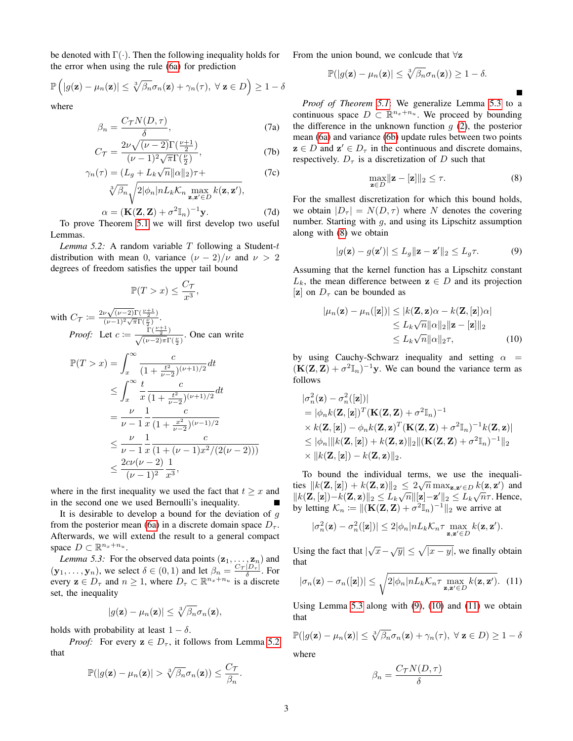be denoted with $\Gamma(\cdot)$. Then the following inequality holds for the error when using the rule (6a) for prediction

$$\mathbb{P}\left(|g(\mathbf{z}) - \mu_n(\mathbf{z})| \leq \sqrt[3]{\beta_n}\sigma_n(\mathbf{z}) + \gamma_n(\tau),\ \forall\ \mathbf{z} \in D\right) \geq 1 - \delta$$

where

$$\beta_n = \frac{C_{\mathcal{T}} N(D,\tau)}{\delta}, \tag{7a}$$

$$C_{\mathcal{T}} = \frac{2\nu\sqrt{(\nu-2)}\Gamma(\frac{\nu+1}{2})}{(\nu-1)^2\sqrt{\pi}\Gamma(\frac{\nu}{2})}, \tag{7b}$$

$$\gamma_n(\tau) = (L_g + L_k\sqrt{n}\|\alpha\|_2)\tau + \sqrt[3]{\beta_n}\sqrt{2|\phi_n|nL_k\mathcal{K}_n \max_{\mathbf{z},\mathbf{z}'\in D} k(\mathbf{z},\mathbf{z}')}, \tag{7c}$$

$$\alpha = (\mathbf{K}(\mathbf{Z},\mathbf{Z}) + \sigma^2\mathbb{I}_n)^{-1}\mathbf{y}. \tag{7d}$$

To prove Theorem 5.1 we will first develop two useful Lemmas.

*Lemma 5.2:* A random variable $T$ following a Student-$t$ distribution with mean 0, variance $(\nu-2)/\nu$ and $\nu > 2$ degrees of freedom satisfies the upper tail bound

$$\mathbb{P}(T > x) \leq \frac{C_{\mathcal{T}}}{x^3},$$

with $C_{\mathcal{T}} := \frac{2\nu\sqrt{(\nu-2)}\Gamma(\frac{\nu+1}{2})}{(\nu-1)^2\sqrt{\pi}\Gamma(\frac{\nu}{2})}$.

*Proof:* Let $c := \frac{\Gamma(\frac{\nu+1}{2})}{\sqrt{(\nu-2)\pi}\Gamma(\frac{\nu}{2})}$. One can write

$$\begin{aligned}
\mathbb{P}(T > x) &= \int_x^\infty \frac{c}{(1+\frac{t^2}{\nu-2})^{(\nu+1)/2}}dt \\
&\leq \int_x^\infty \frac{t}{x}\frac{c}{(1+\frac{t^2}{\nu-2})^{(\nu+1)/2}}dt \\
&= \frac{\nu}{\nu-1}\frac{1}{x}\frac{c}{(1+\frac{x^2}{\nu-2})^{(\nu-1)/2}} \\
&\leq \frac{\nu}{\nu-1}\frac{1}{x}\frac{c}{(1+(\nu-1)x^2/(2(\nu-2)))} \\
&\leq \frac{2c\nu(\nu-2)}{(\nu-1)^2}\frac{1}{x^3},
\end{aligned}$$

where in the first inequality we used the fact that $t \geq x$ and in the second one we used Bernoulli's inequality. ■

It is desirable to develop a bound for the deviation of $g$ from the posterior mean (6a) in a discrete domain space $D_\tau$. Afterwards, we will extend the result to a general compact space $D \subset \mathbb{R}^{n_x+n_u}$.

*Lemma 5.3:* For the observed data points $(\mathbf{z}_1,\ldots,\mathbf{z}_n)$ and $(\mathbf{y}_1,\ldots,\mathbf{y}_n)$, we select $\delta \in (0,1)$ and let $\beta_n = \frac{C_{\mathcal{T}}|D_\tau|}{\delta}$. For every $\mathbf{z} \in D_\tau$ and $n \geq 1$, where $D_\tau \subset \mathbb{R}^{n_x+n_u}$ is a discrete set, the inequality

$$|g(\mathbf{z}) - \mu_n(\mathbf{z})| \leq \sqrt[3]{\beta_n}\sigma_n(\mathbf{z}),$$

holds with probability at least $1-\delta$.

*Proof:* For every $\mathbf{z} \in D_\tau$, it follows from Lemma 5.2 that

$$\mathbb{P}(|g(\mathbf{z}) - \mu_n(\mathbf{z})| > \sqrt[3]{\beta_n}\sigma_n(\mathbf{z})) \leq \frac{C_{\mathcal{T}}}{\beta_n}.$$

From the union bound, we conlcude that $\forall \mathbf{z}$

$$\mathbb{P}(|g(\mathbf{z}) - \mu_n(\mathbf{z})| \leq \sqrt[3]{\beta_n}\sigma_n(\mathbf{z})) \geq 1 - \delta.$$

■

*Proof of Theorem 5.1:* We generalize Lemma 5.3 to a continuous space $D \subset \mathbb{R}^{n_x+n_u}$. We proceed by bounding the difference in the unknown function $g$ (2), the posterior mean (6a) and variance (6b) update rules between two points $\mathbf{z} \in D$ and $\mathbf{z}' \in D_\tau$ in the continuous and discrete domains, respectively. $D_\tau$ is a discretization of $D$ such that

$$\max_{\mathbf{z}\in D}\|\mathbf{z} - [\mathbf{z}]\|_2 \leq \tau. \tag{8}$$

For the smallest discretization for which this bound holds, we obtain $|D_\tau| = N(D,\tau)$ where $N$ denotes the covering number. Starting with $g$, and using its Lipschitz assumption along with (8) we obtain

$$|g(\mathbf{z}) - g(\mathbf{z}')| \leq L_g\|\mathbf{z} - \mathbf{z}'\|_2 \leq L_g\tau. \tag{9}$$

Assuming that the kernel function has a Lipschitz constant $L_k$, the mean difference between $\mathbf{z} \in D$ and its projection $[\mathbf{z}]$ on $D_\tau$ can be bounded as

$$\begin{aligned}
|\mu_n(\mathbf{z}) - \mu_n([\mathbf{z}])| &\leq |k(\mathbf{Z},\mathbf{z})\alpha - k(\mathbf{Z},[\mathbf{z}])\alpha| \\
&\leq L_k\sqrt{n}\|\alpha\|_2\|\mathbf{z} - [\mathbf{z}]\|_2 \\
&\leq L_k\sqrt{n}\|\alpha\|_2\tau,
\end{aligned} \tag{10}$$

by using Cauchy-Schwarz inequality and setting $\alpha = (\mathbf{K}(\mathbf{Z},\mathbf{Z}) + \sigma^2\mathbb{I}_n)^{-1}\mathbf{y}$. We can bound the variance term as follows

$$\begin{aligned}
&|\sigma_n^2(\mathbf{z}) - \sigma_n^2([\mathbf{z}])| \\
&= |\phi_n k(\mathbf{Z},[\mathbf{z}])^T(\mathbf{K}(\mathbf{Z},\mathbf{Z}) + \sigma^2\mathbb{I}_n)^{-1} \\
&\times k(\mathbf{Z},[\mathbf{z}]) - \phi_n k(\mathbf{Z},\mathbf{z})^T(\mathbf{K}(\mathbf{Z},\mathbf{Z}) + \sigma^2\mathbb{I}_n)^{-1}k(\mathbf{Z},\mathbf{z})| \\
&\leq |\phi_n|\|k(\mathbf{Z},[\mathbf{z}]) + k(\mathbf{Z},\mathbf{z})\|_2\|(\mathbf{K}(\mathbf{Z},\mathbf{Z}) + \sigma^2\mathbb{I}_n)^{-1}\|_2 \\
&\times \|k(\mathbf{Z},[\mathbf{z}]) - k(\mathbf{Z},\mathbf{z})\|_2.
\end{aligned}$$

To bound the individual terms, we use the inequalities $\|k(\mathbf{Z},[\mathbf{z}]) + k(\mathbf{Z},\mathbf{z})\|_2 \leq 2\sqrt{n}\max_{\mathbf{z},\mathbf{z}'\in D} k(\mathbf{z},\mathbf{z}')$ and $\|k(\mathbf{Z},[\mathbf{z}]) - k(\mathbf{Z},\mathbf{z})\|_2 \leq L_k\sqrt{n}\|[\mathbf{z}] - \mathbf{z}'\|_2 \leq L_k\sqrt{n}\tau$. Hence, by letting $\mathcal{K}_n := \|(\mathbf{K}(\mathbf{Z},\mathbf{Z}) + \sigma^2\mathbb{I}_n)^{-1}\|_2$ we arrive at

$$|\sigma_n^2(\mathbf{z}) - \sigma_n^2([\mathbf{z}])| \leq 2|\phi_n|nL_k\mathcal{K}_n\tau \max_{\mathbf{z},\mathbf{z}'\in D} k(\mathbf{z},\mathbf{z}').$$

Using the fact that $|\sqrt{x} - \sqrt{y}| \leq \sqrt{|x-y|}$, we finally obtain that

$$|\sigma_n(\mathbf{z}) - \sigma_n([\mathbf{z}])| \leq \sqrt{2|\phi_n|nL_k\mathcal{K}_n\tau \max_{\mathbf{z},\mathbf{z}'\in D} k(\mathbf{z},\mathbf{z}')}. \tag{11}$$

Using Lemma 5.3 along with (9), (10) and (11) we obtain that

$$\mathbb{P}(|g(\mathbf{z}) - \mu_n(\mathbf{z})| \leq \sqrt[3]{\beta_n}\sigma_n(\mathbf{z}) + \gamma_n(\tau),\ \forall\ \mathbf{z} \in D) \geq 1 - \delta$$

where

$$\beta_n = \frac{C_{\mathcal{T}} N(D,\tau)}{\delta}$$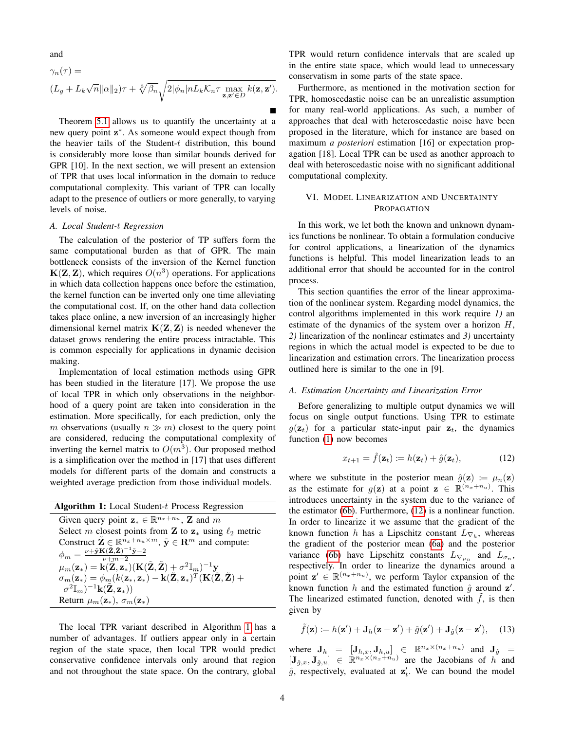and

$$\gamma_n(\tau) = (L_g + L_k\sqrt{n}\|\alpha\|_2)\tau + \sqrt[3]{\beta_n}\sqrt{2|\phi_n|nL_k\mathcal{K}_n\tau \max_{\mathbf{z},\mathbf{z}'\in D} k(\mathbf{z},\mathbf{z}')}.$$

∎

Theorem 5.1 allows us to quantify the uncertainty at a new query point $\mathbf{z}^*$. As someone would expect though from the heavier tails of the Student-$t$ distribution, this bound is considerably more loose than similar bounds derived for GPR [10]. In the next section, we will present an extension of TPR that uses local information in the domain to reduce computational complexity. This variant of TPR can locally adapt to the presence of outliers or more generally, to varying levels of noise.

### A. Local Student-$t$ Regression

The calculation of the posterior of TP suffers form the same computational burden as that of GPR. The main bottleneck consists of the inversion of the Kernel function $\mathbf{K}(\mathbf{Z},\mathbf{Z})$, which requires $O(n^3)$ operations. For applications in which data collection happens once before the estimation, the kernel function can be inverted only one time alleviating the computational cost. If, on the other hand data collection takes place online, a new inversion of an increasingly higher dimensional kernel matrix $\mathbf{K}(\mathbf{Z},\mathbf{Z})$ is needed whenever the dataset grows rendering the entire process intractable. This is common especially for applications in dynamic decision making.

Implementation of local estimation methods using GPR has been studied in the literature [17]. We propose the use of local TPR in which only observations in the neighborhood of a query point are taken into consideration in the estimation. More specifically, for each prediction, only the $m$ observations (usually $n \gg m$) closest to the query point are considered, reducing the computational complexity of inverting the kernel matrix to $O(m^3)$. Our proposed method is a simplification over the method in [17] that uses different models for different parts of the domain and constructs a weighted average prediction from those individual models.

**Algorithm 1:** Local Student-$t$ Process Regression

Given query point $\mathbf{z}_* \in \mathbb{R}^{n_x+n_u}$, $\mathbf{Z}$ and $m$
Select $m$ closest points from $\mathbf{Z}$ to $\mathbf{z}_*$ using $\ell_2$ metric
Construct $\tilde{\mathbf{Z}} \in \mathbb{R}^{n_x+n_u\times m}$, $\tilde{\mathbf{y}} \in \mathbf{R}^m$ and compute:
$\phi_m = \frac{\nu + \tilde{\mathbf{y}}\mathbf{K}(\tilde{\mathbf{Z}},\tilde{\mathbf{Z}})^{-1}\tilde{\mathbf{y}} - 2}{\nu + m - 2}$
$\mu_m(\mathbf{z}_*) = \mathbf{k}(\tilde{\mathbf{Z}},\mathbf{z}_*)(\mathbf{K}(\tilde{\mathbf{Z}},\tilde{\mathbf{Z}}) + \sigma^2\mathbb{I}_m)^{-1}\mathbf{y}$
$\sigma_m(\mathbf{z}_*) = \phi_m(k(\mathbf{z}_*,\mathbf{z}_*) - \mathbf{k}(\tilde{\mathbf{Z}},\mathbf{z}_*)^T(\mathbf{K}(\tilde{\mathbf{Z}},\tilde{\mathbf{Z}}) + \sigma^2\mathbb{I}_m)^{-1}\mathbf{k}(\tilde{\mathbf{Z}},\mathbf{z}_*))$
Return $\mu_m(\mathbf{z}_*)$, $\sigma_m(\mathbf{z}_*)$

The local TPR variant described in Algorithm 1 has a number of advantages. If outliers appear only in a certain region of the state space, then local TPR would predict conservative confidence intervals only around that region and not throughout the state space. On the contrary, global TPR would return confidence intervals that are scaled up in the entire state space, which would lead to unnecessary conservatism in some parts of the state space.

Furthermore, as mentioned in the motivation section for TPR, homoscedastic noise can be an unrealistic assumption for many real-world applications. As such, a number of approaches that deal with heteroscedastic noise have been proposed in the literature, which for instance are based on maximum *a posteriori* estimation [16] or expectation propagation [18]. Local TPR can be used as another approach to deal with heteroscedastic noise with no significant additional computational complexity.

## VI. Model Linearization and Uncertainty Propagation

In this work, we let both the known and unknown dynamics functions be nonlinear. To obtain a formulation conducive for control applications, a linearization of the dynamics functions is helpful. This model linearization leads to an additional error that should be accounted for in the control process.

This section quantifies the error of the linear approximation of the nonlinear system. Regarding model dynamics, the control algorithms implemented in this work require *1)* an estimate of the dynamics of the system over a horizon $H$, *2)* linearization of the nonlinear estimates and *3)* uncertainty regions in which the actual model is expected to be due to linearization and estimation errors. The linearization process outlined here is similar to the one in [9].

### A. Estimation Uncertainty and Linearization Error

Before generalizing to multiple output dynamics we will focus on single output functions. Using TPR to estimate $g(\mathbf{z}_t)$ for a particular state-input pair $\mathbf{z}_t$, the dynamics function (1) now becomes

$$x_{t+1} = \hat{f}(\mathbf{z}_t) := h(\mathbf{z}_t) + \hat{g}(\mathbf{z}_t), \tag{12}$$

where we substitute in the posterior mean $\hat{g}(\mathbf{z}) := \mu_n(\mathbf{z})$ as the estimate for $g(\mathbf{z})$ at a point $\mathbf{z} \in \mathbb{R}^{(n_x+n_u)}$. This introduces uncertainty in the system due to the variance of the estimator (6b). Furthermore, (12) is a nonlinear function. In order to linearize it we assume that the gradient of the known function $h$ has a Lipschitz constant $L_{\nabla_h}$, whereas the gradient of the posterior mean (6a) and the posterior variance (6b) have Lipschitz constants $L_{\nabla_{\mu_n}}$ and $L_{\sigma_n}$, respectively. In order to linearize the dynamics around a point $\mathbf{z}' \in \mathbb{R}^{(n_x+n_u)}$, we perform Taylor expansion of the known function $h$ and the estimated function $\hat{g}$ around $\mathbf{z}'$. The linearized estimated function, denoted with $\tilde{f}$, is then given by

$$\tilde{f}(\mathbf{z}) := h(\mathbf{z}') + \mathbf{J}_h(\mathbf{z} - \mathbf{z}') + \hat{g}(\mathbf{z}') + \mathbf{J}_{\hat{g}}(\mathbf{z} - \mathbf{z}'), \tag{13}$$

where $\mathbf{J}_h = [\mathbf{J}_{h,x}, \mathbf{J}_{h,u}] \in \mathbb{R}^{n_x\times(n_x+n_u)}$ and $\mathbf{J}_{\hat{g}} = [\mathbf{J}_{\hat{g},x}, \mathbf{J}_{\hat{g},u}] \in \mathbb{R}^{n_x\times(n_x+n_u)}$ are the Jacobians of $h$ and $\hat{g}$, respectively, evaluated at $\mathbf{z}'_t$. We can bound the model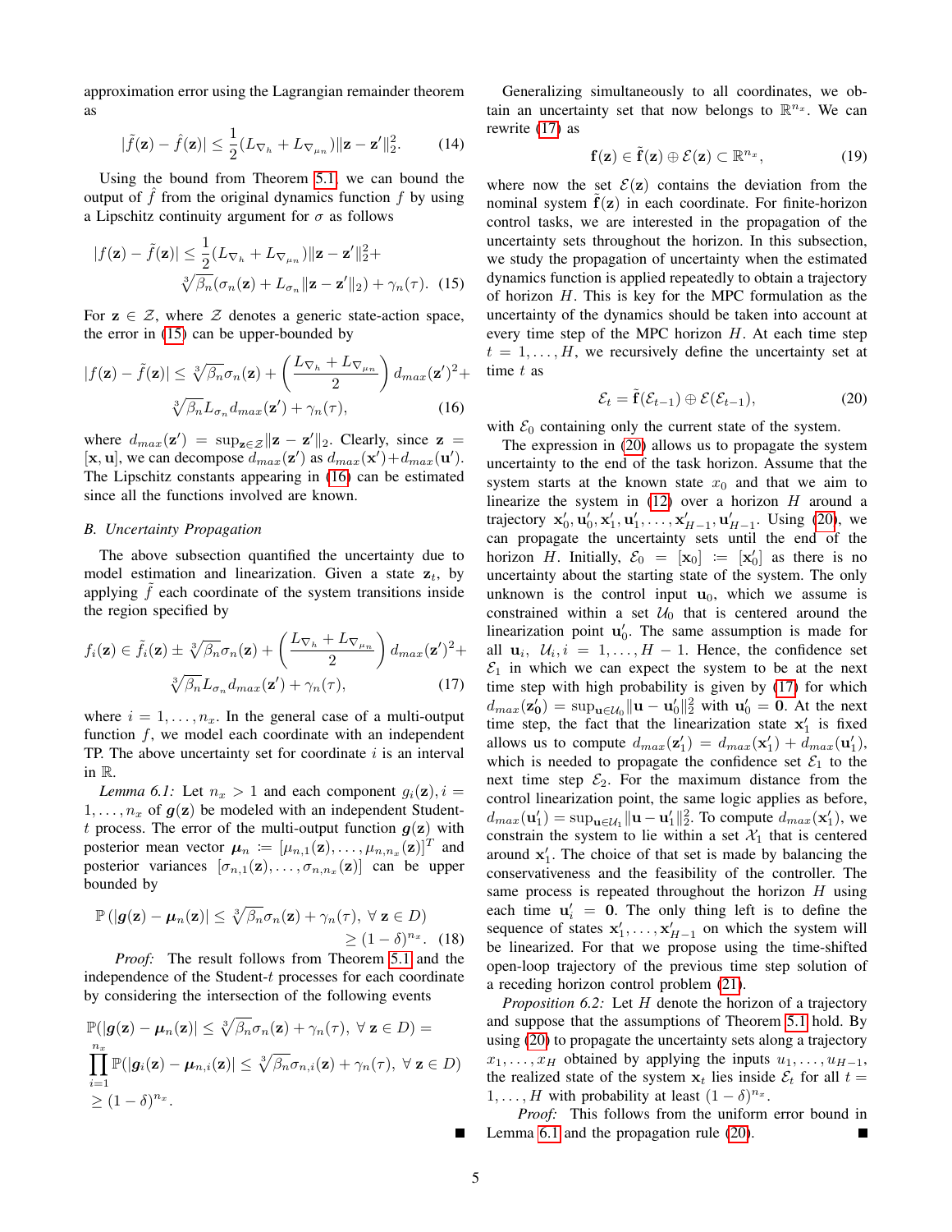approximation error using the Lagrangian remainder theorem as

$$|\tilde{f}(\mathbf{z}) - \hat{f}(\mathbf{z})| \leq \frac{1}{2}(L_{\nabla_h} + L_{\nabla_{\mu_n}})\|\mathbf{z} - \mathbf{z}'\|_2^2. \quad (14)$$

Using the bound from Theorem 5.1, we can bound the output of $\hat{f}$ from the original dynamics function $f$ by using a Lipschitz continuity argument for $\sigma$ as follows

$$|f(\mathbf{z}) - \tilde{f}(\mathbf{z})| \leq \frac{1}{2}(L_{\nabla_h} + L_{\nabla_{\mu_n}})\|\mathbf{z} - \mathbf{z}'\|_2^2 + \sqrt[3]{\beta_n}(\sigma_n(\mathbf{z}) + L_{\sigma_n}\|\mathbf{z} - \mathbf{z}'\|_2) + \gamma_n(\tau). \quad (15)$$

For $\mathbf{z} \in \mathcal{Z}$, where $\mathcal{Z}$ denotes a generic state-action space, the error in (15) can be upper-bounded by

$$|f(\mathbf{z}) - \tilde{f}(\mathbf{z})| \leq \sqrt[3]{\beta_n}\sigma_n(\mathbf{z}) + \left(\frac{L_{\nabla_h} + L_{\nabla_{\mu_n}}}{2}\right) d_{max}(\mathbf{z}')^2 + \sqrt[3]{\beta_n} L_{\sigma_n} d_{max}(\mathbf{z}') + \gamma_n(\tau), \quad (16)$$

where $d_{max}(\mathbf{z}') = \sup_{\mathbf{z}\in\mathcal{Z}}\|\mathbf{z} - \mathbf{z}'\|_2$. Clearly, since $\mathbf{z} = [\mathbf{x}, \mathbf{u}]$, we can decompose $d_{max}(\mathbf{z}')$ as $d_{max}(\mathbf{x}') + d_{max}(\mathbf{u}')$. The Lipschitz constants appearing in (16) can be estimated since all the functions involved are known.

### B. Uncertainty Propagation

The above subsection quantified the uncertainty due to model estimation and linearization. Given a state $\mathbf{z}_t$, by applying $\tilde{f}$ each coordinate of the system transitions inside the region specified by

$$f_i(\mathbf{z}) \in \tilde{f}_i(\mathbf{z}) \pm \sqrt[3]{\beta_n}\sigma_n(\mathbf{z}) + \left(\frac{L_{\nabla_h} + L_{\nabla_{\mu_n}}}{2}\right) d_{max}(\mathbf{z}')^2 + \sqrt[3]{\beta_n} L_{\sigma_n} d_{max}(\mathbf{z}') + \gamma_n(\tau), \quad (17)$$

where $i = 1, \ldots, n_x$. In the general case of a multi-output function $f$, we model each coordinate with an independent TP. The above uncertainty set for coordinate $i$ is an interval in $\mathbb{R}$.

*Lemma 6.1:* Let $n_x > 1$ and each component $g_i(\mathbf{z}), i = 1, \ldots, n_x$ of $\boldsymbol{g}(\mathbf{z})$ be modeled with an independent Student-$t$ process. The error of the multi-output function $\boldsymbol{g}(\mathbf{z})$ with posterior mean vector $\boldsymbol{\mu}_n := [\mu_{n,1}(\mathbf{z}), \ldots, \mu_{n,n_x}(\mathbf{z})]^T$ and posterior variances $[\sigma_{n,1}(\mathbf{z}), \ldots, \sigma_{n,n_x}(\mathbf{z})]$ can be upper bounded by

$$\mathbb{P}\left(|\boldsymbol{g}(\mathbf{z}) - \boldsymbol{\mu}_n(\mathbf{z})| \leq \sqrt[3]{\beta_n}\sigma_n(\mathbf{z}) + \gamma_n(\tau), \ \forall\, \mathbf{z} \in D\right) \geq (1-\delta)^{n_x}. \quad (18)$$

*Proof:* The result follows from Theorem 5.1 and the independence of the Student-$t$ processes for each coordinate by considering the intersection of the following events

$$\mathbb{P}(|\boldsymbol{g}(\mathbf{z}) - \boldsymbol{\mu}_n(\mathbf{z})| \leq \sqrt[3]{\beta_n}\sigma_n(\mathbf{z}) + \gamma_n(\tau), \ \forall\, \mathbf{z} \in D) = \prod_{i=1}^{n_x} \mathbb{P}(|\boldsymbol{g}_i(\mathbf{z}) - \boldsymbol{\mu}_{n,i}(\mathbf{z})| \leq \sqrt[3]{\beta_n}\sigma_{n,i}(\mathbf{z}) + \gamma_n(\tau), \ \forall\, \mathbf{z} \in D) \geq (1-\delta)^{n_x}.$$

■

Generalizing simultaneously to all coordinates, we obtain an uncertainty set that now belongs to $\mathbb{R}^{n_x}$. We can rewrite (17) as

$$\mathbf{f}(\mathbf{z}) \in \tilde{\mathbf{f}}(\mathbf{z}) \oplus \mathcal{E}(\mathbf{z}) \subset \mathbb{R}^{n_x}, \quad (19)$$

where now the set $\mathcal{E}(\mathbf{z})$ contains the deviation from the nominal system $\tilde{\mathbf{f}}(\mathbf{z})$ in each coordinate. For finite-horizon control tasks, we are interested in the propagation of the uncertainty sets throughout the horizon. In this subsection, we study the propagation of uncertainty when the estimated dynamics function is applied repeatedly to obtain a trajectory of horizon $H$. This is key for the MPC formulation as the uncertainty of the dynamics should be taken into account at every time step of the MPC horizon $H$. At each time step $t = 1, \ldots, H$, we recursively define the uncertainty set at time $t$ as

$$\mathcal{E}_t = \tilde{\mathbf{f}}(\mathcal{E}_{t-1}) \oplus \mathcal{E}(\mathcal{E}_{t-1}), \quad (20)$$

with $\mathcal{E}_0$ containing only the current state of the system.

The expression in (20) allows us to propagate the system uncertainty to the end of the task horizon. Assume that the system starts at the known state $x_0$ and that we aim to linearize the system in (12) over a horizon $H$ around a trajectory $\mathbf{x}_0', \mathbf{u}_0', \mathbf{x}_1', \mathbf{u}_1', \ldots, \mathbf{x}_{H-1}', \mathbf{u}_{H-1}'$. Using (20), we can propagate the uncertainty sets until the end of the horizon $H$. Initially, $\mathcal{E}_0 = [\mathbf{x}_0] := [\mathbf{x}_0']$ as there is no uncertainty about the starting state of the system. The only unknown is the control input $\mathbf{u}_0$, which we assume is constrained within a set $\mathcal{U}_0$ that is centered around the linearization point $\mathbf{u}_0'$. The same assumption is made for all $\mathbf{u}_i$, $\mathcal{U}_i, i = 1, \ldots, H-1$. Hence, the confidence set $\mathcal{E}_1$ in which we can expect the system to be at the next time step with high probability is given by (17) for which $d_{max}(\mathbf{z}_0') = \sup_{\mathbf{u}\in\mathcal{U}_0}\|\mathbf{u} - \mathbf{u}_0'\|_2^2$ with $\mathbf{u}_0' = \mathbf{0}$. At the next time step, the fact that the linearization state $\mathbf{x}_1'$ is fixed allows us to compute $d_{max}(\mathbf{z}_1') = d_{max}(\mathbf{x}_1') + d_{max}(\mathbf{u}_1')$, which is needed to propagate the confidence set $\mathcal{E}_1$ to the next time step $\mathcal{E}_2$. For the maximum distance from the control linearization point, the same logic applies as before, $d_{max}(\mathbf{u}_1') = \sup_{\mathbf{u}\in\mathcal{U}_1}\|\mathbf{u} - \mathbf{u}_1'\|_2^2$. To compute $d_{max}(\mathbf{x}_1')$, we constrain the system to lie within a set $\mathcal{X}_1$ that is centered around $\mathbf{x}_1'$. The choice of that set is made by balancing the conservativeness and the feasibility of the controller. The same process is repeated throughout the horizon $H$ using each time $\mathbf{u}_i' = \mathbf{0}$. The only thing left is to define the sequence of states $\mathbf{x}_1', \ldots, \mathbf{x}_{H-1}'$ on which the system will be linearized. For that we propose using the time-shifted open-loop trajectory of the previous time step solution of a receding horizon control problem (21).

*Proposition 6.2:* Let $H$ denote the horizon of a trajectory and suppose that the assumptions of Theorem 5.1 hold. By using (20) to propagate the uncertainty sets along a trajectory $x_1, \ldots, x_H$ obtained by applying the inputs $u_1, \ldots, u_{H-1}$, the realized state of the system $\mathbf{x}_t$ lies inside $\mathcal{E}_t$ for all $t = 1, \ldots, H$ with probability at least $(1-\delta)^{n_x}$.

*Proof:* This follows from the uniform error bound in Lemma 6.1 and the propagation rule (20). ■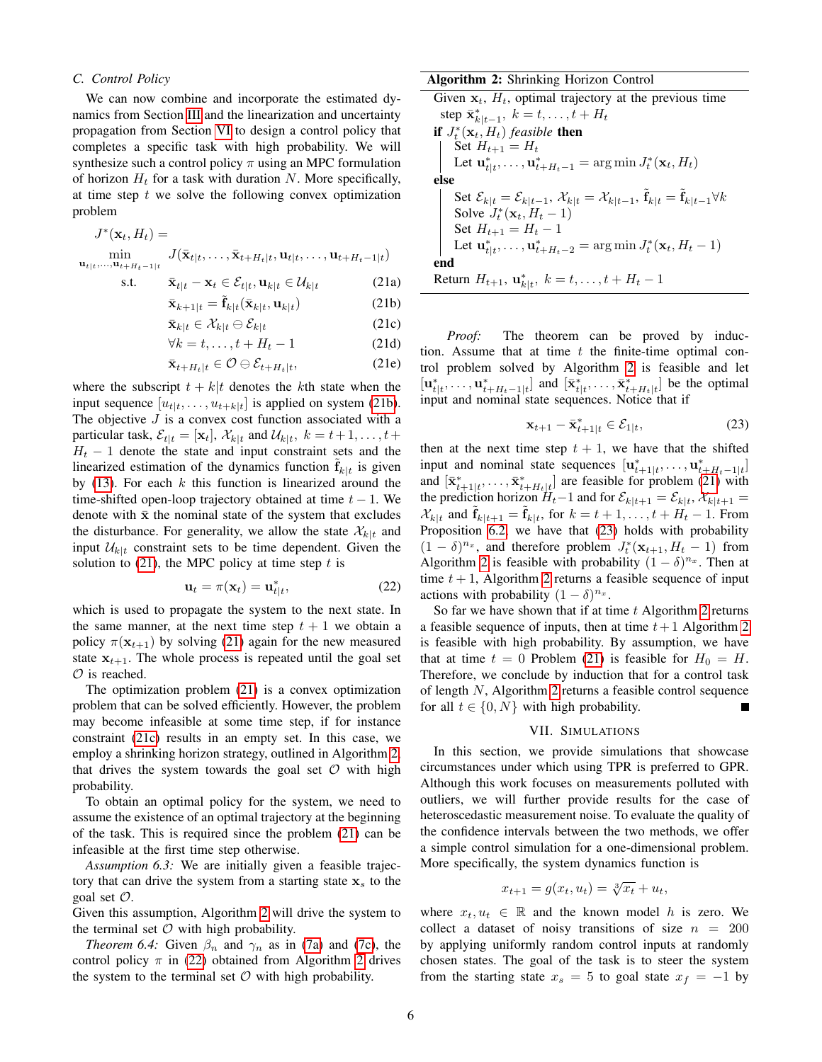### C. Control Policy

We can now combine and incorporate the estimated dynamics from Section III and the linearization and uncertainty propagation from Section VI to design a control policy that completes a specific task with high probability. We will synthesize such a control policy $\pi$ using an MPC formulation of horizon $H_t$ for a task with duration $N$. More specifically, at time step $t$ we solve the following convex optimization problem

$$
\begin{aligned}
J^*(\mathbf{x}_t, H_t) = \\
\min_{\mathbf{u}_{t|t},\ldots,\mathbf{u}_{t+H_t-1|t}} \quad & J(\bar{\mathbf{x}}_{t|t},\ldots,\bar{\mathbf{x}}_{t+H_t|t},\mathbf{u}_{t|t},\ldots,\mathbf{u}_{t+H_t-1|t}) \\
\text{s.t.} \quad & \bar{\mathbf{x}}_{t|t} - \mathbf{x}_t \in \mathcal{E}_{t|t}, \mathbf{u}_{k|t} \in \mathcal{U}_{k|t} && \text{(21a)} \\
& \bar{\mathbf{x}}_{k+1|t} = \tilde{\mathbf{f}}_{k|t}(\bar{\mathbf{x}}_{k|t}, \mathbf{u}_{k|t}) && \text{(21b)} \\
& \bar{\mathbf{x}}_{k|t} \in \mathcal{X}_{k|t} \ominus \mathcal{E}_{k|t} && \text{(21c)} \\
& \forall k = t,\ldots,t+H_t-1 && \text{(21d)} \\
& \bar{\mathbf{x}}_{t+H_t|t} \in \mathcal{O} \ominus \mathcal{E}_{t+H_t|t}, && \text{(21e)}
\end{aligned}
$$

where the subscript $t+k|t$ denotes the $k$th state when the input sequence $[u_{t|t},\ldots,u_{t+k|t}]$ is applied on system (21b). The objective $J$ is a convex cost function associated with a particular task, $\mathcal{E}_{t|t} = [\mathbf{x}_t]$, $\mathcal{X}_{k|t}$ and $\mathcal{U}_{k|t}$, $k = t+1,\ldots,t+H_t-1$ denote the state and input constraint sets and the linearized estimation of the dynamics function $\tilde{\mathbf{f}}_{k|t}$ is given by (13). For each $k$ this function is linearized around the time-shifted open-loop trajectory obtained at time $t-1$. We denote with $\bar{\mathbf{x}}$ the nominal state of the system that excludes the disturbance. For generality, we allow the state $\mathcal{X}_{k|t}$ and input $\mathcal{U}_{k|t}$ constraint sets to be time dependent. Given the solution to (21), the MPC policy at time step $t$ is

$$
\mathbf{u}_t = \pi(\mathbf{x}_t) = \mathbf{u}^*_{t|t}, \tag{22}
$$

which is used to propagate the system to the next state. In the same manner, at the next time step $t+1$ we obtain a policy $\pi(\mathbf{x}_{t+1})$ by solving (21) again for the new measured state $\mathbf{x}_{t+1}$. The whole process is repeated until the goal set $\mathcal{O}$ is reached.

The optimization problem (21) is a convex optimization problem that can be solved efficiently. However, the problem may become infeasible at some time step, if for instance constraint (21c) results in an empty set. In this case, we employ a shrinking horizon strategy, outlined in Algorithm 2, that drives the system towards the goal set $\mathcal{O}$ with high probability.

To obtain an optimal policy for the system, we need to assume the existence of an optimal trajectory at the beginning of the task. This is required since the problem (21) can be infeasible at the first time step otherwise.

*Assumption 6.3:* We are initially given a feasible trajectory that can drive the system from a starting state $\mathbf{x}_s$ to the goal set $\mathcal{O}$.

Given this assumption, Algorithm 2 will drive the system to the terminal set $\mathcal{O}$ with high probability.

*Theorem 6.4:* Given $\beta_n$ and $\gamma_n$ as in (7a) and (7c), the control policy $\pi$ in (22) obtained from Algorithm 2 drives the system to the terminal set $\mathcal{O}$ with high probability.

---

**Algorithm 2:** Shrinking Horizon Control

Given $\mathbf{x}_t$, $H_t$, optimal trajectory at the previous time step $\bar{\mathbf{x}}^*_{k|t-1}$, $k = t,\ldots,t+H_t$

**if** $J^*_t(\mathbf{x}_t, H_t)$ *feasible* **then**
  Set $H_{t+1} = H_t$
  Let $\mathbf{u}^*_{t|t},\ldots,\mathbf{u}^*_{t+H_t-1} = \arg\min J^*_t(\mathbf{x}_t, H_t)$
**else**
  Set $\mathcal{E}_{k|t} = \mathcal{E}_{k|t-1}$, $\mathcal{X}_{k|t} = \mathcal{X}_{k|t-1}$, $\tilde{\mathbf{f}}_{k|t} = \tilde{\mathbf{f}}_{k|t-1} \forall k$
  Solve $J^*_t(\mathbf{x}_t, H_t-1)$
  Set $H_{t+1} = H_t - 1$
  Let $\mathbf{u}^*_{t|t},\ldots,\mathbf{u}^*_{t+H_t-2} = \arg\min J^*_t(\mathbf{x}_t, H_t-1)$
**end**
Return $H_{t+1}$, $\mathbf{u}^*_{k|t}$, $k = t,\ldots,t+H_t-1$

---

*Proof:* The theorem can be proved by induction. Assume that at time $t$ the finite-time optimal control problem solved by Algorithm 2 is feasible and let $[\mathbf{u}^*_{t|t},\ldots,\mathbf{u}^*_{t+H_t-1|t}]$ and $[\bar{\mathbf{x}}^*_{t|t},\ldots,\bar{\mathbf{x}}^*_{t+H_t|t}]$ be the optimal input and nominal state sequences. Notice that if

$$
\mathbf{x}_{t+1} - \bar{\mathbf{x}}^*_{t+1|t} \in \mathcal{E}_{1|t}, \tag{23}
$$

then at the next time step $t+1$, we have that the shifted input and nominal state sequences $[\mathbf{u}^*_{t+1|t},\ldots,\mathbf{u}^*_{t+H_t-1|t}]$ and $[\bar{\mathbf{x}}^*_{t+1|t},\ldots,\bar{\mathbf{x}}^*_{t+H_t|t}]$ are feasible for problem (21) with the prediction horizon $H_t-1$ and for $\mathcal{E}_{k|t+1} = \mathcal{E}_{k|t}$, $\mathcal{X}_{k|t+1} = \mathcal{X}_{k|t}$ and $\tilde{\mathbf{f}}_{k|t+1} = \tilde{\mathbf{f}}_{k|t}$, for $k = t+1,\ldots,t+H_t-1$. From Proposition 6.2, we have that (23) holds with probability $(1-\delta)^{n_x}$, and therefore problem $J^*_t(\mathbf{x}_{t+1}, H_t-1)$ from Algorithm 2 is feasible with probability $(1-\delta)^{n_x}$. Then at time $t+1$, Algorithm 2 returns a feasible sequence of input actions with probability $(1-\delta)^{n_x}$.

So far we have shown that if at time $t$ Algorithm 2 returns a feasible sequence of inputs, then at time $t+1$ Algorithm 2 is feasible with high probability. By assumption, we have that at time $t = 0$ Problem (21) is feasible for $H_0 = H$. Therefore, we conclude by induction that for a control task of length $N$, Algorithm 2 returns a feasible control sequence for all $t \in \{0, N\}$ with high probability. ∎

## VII. Simulations

In this section, we provide simulations that showcase circumstances under which using TPR is preferred to GPR. Although this work focuses on measurements polluted with outliers, we will further provide results for the case of heteroscedastic measurement noise. To evaluate the quality of the confidence intervals between the two methods, we offer a simple control simulation for a one-dimensional problem. More specifically, the system dynamics function is

$$
x_{t+1} = g(x_t, u_t) = \sqrt[3]{x_t} + u_t,
$$

where $x_t, u_t \in \mathbb{R}$ and the known model $h$ is zero. We collect a dataset of noisy transitions of size $n = 200$ by applying uniformly random control inputs at randomly chosen states. The goal of the task is to steer the system from the starting state $x_s = 5$ to goal state $x_f = -1$ by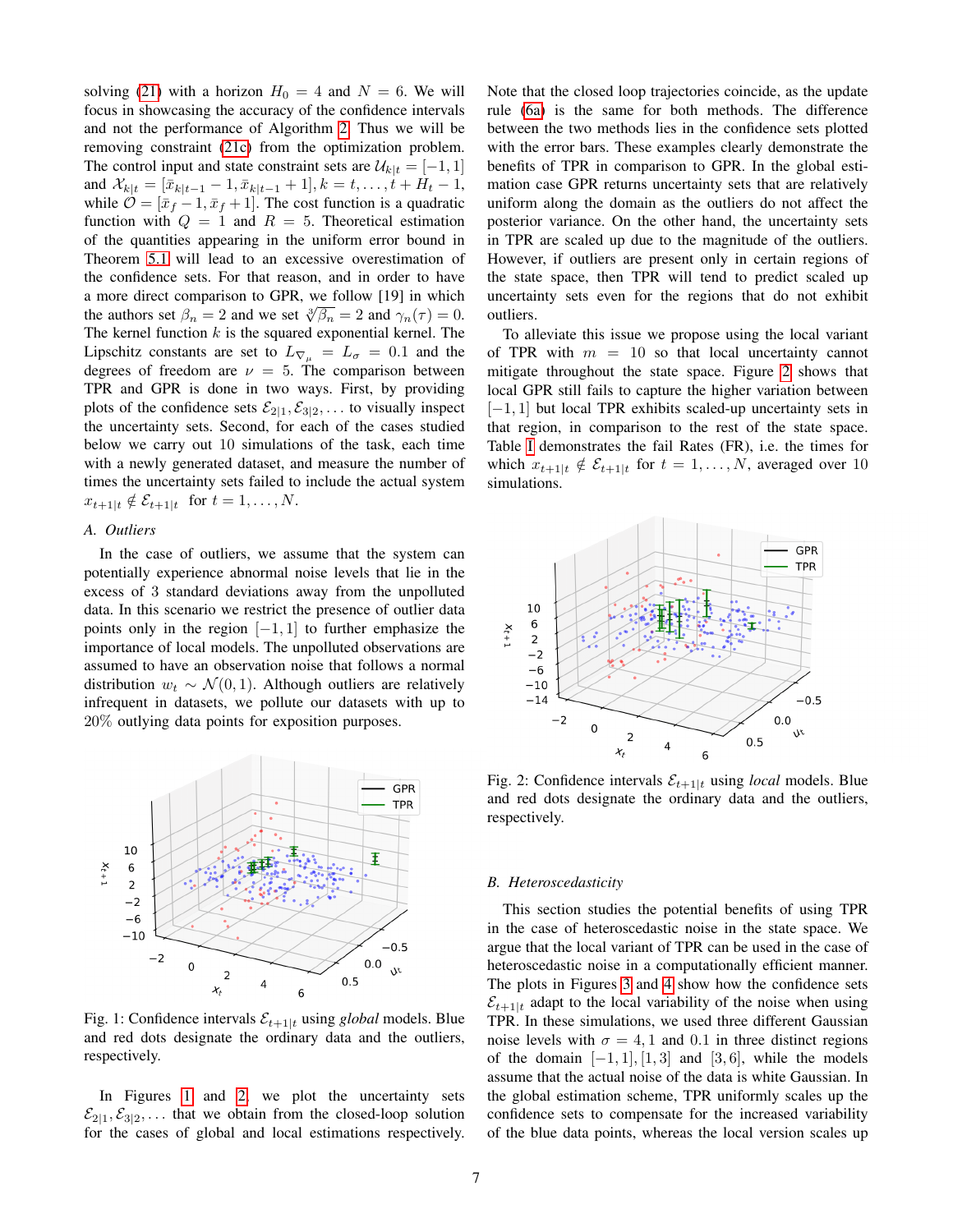solving (21) with a horizon $H_0 = 4$ and $N = 6$. We will focus in showcasing the accuracy of the confidence intervals and not the performance of Algorithm 2. Thus we will be removing constraint (21c) from the optimization problem. The control input and state constraint sets are $\mathcal{U}_{k|t} = [-1, 1]$ and $\mathcal{X}_{k|t} = [\bar{x}_{k|t-1} - 1, \bar{x}_{k|t-1} + 1], k = t, \ldots, t + H_t - 1$, while $\mathcal{O} = [\bar{x}_f - 1, \bar{x}_f + 1]$. The cost function is a quadratic function with $Q = 1$ and $R = 5$. Theoretical estimation of the quantities appearing in the uniform error bound in Theorem 5.1 will lead to an excessive overestimation of the confidence sets. For that reason, and in order to have a more direct comparison to GPR, we follow [19] in which the authors set $\beta_n = 2$ and we set $\sqrt[\nu]{\beta_n} = 2$ and $\gamma_n(\tau) = 0$. The kernel function $k$ is the squared exponential kernel. The Lipschitz constants are set to $L_{\nabla_\mu} = L_\sigma = 0.1$ and the degrees of freedom are $\nu = 5$. The comparison between TPR and GPR is done in two ways. First, by providing plots of the confidence sets $\mathcal{E}_{2|1}, \mathcal{E}_{3|2}, \ldots$ to visually inspect the uncertainty sets. Second, for each of the cases studied below we carry out 10 simulations of the task, each time with a newly generated dataset, and measure the number of times the uncertainty sets failed to include the actual system $x_{t+1|t} \notin \mathcal{E}_{t+1|t}$ for $t = 1, \ldots, N$.

### A. Outliers

In the case of outliers, we assume that the system can potentially experience abnormal noise levels that lie in the excess of 3 standard deviations away from the unpolluted data. In this scenario we restrict the presence of outlier data points only in the region $[-1, 1]$ to further emphasize the importance of local models. The unpolluted observations are assumed to have an observation noise that follows a normal distribution $w_t \sim \mathcal{N}(0, 1)$. Although outliers are relatively infrequent in datasets, we pollute our datasets with up to 20% outlying data points for exposition purposes.

Fig. 1: Confidence intervals $\mathcal{E}_{t+1|t}$ using *global* models. Blue and red dots designate the ordinary data and the outliers, respectively.

In Figures 1 and 2, we plot the uncertainty sets $\mathcal{E}_{2|1}, \mathcal{E}_{3|2}, \ldots$ that we obtain from the closed-loop solution for the cases of global and local estimations respectively. Note that the closed loop trajectories coincide, as the update rule (6a) is the same for both methods. The difference between the two methods lies in the confidence sets plotted with the error bars. These examples clearly demonstrate the benefits of TPR in comparison to GPR. In the global estimation case GPR returns uncertainty sets that are relatively uniform along the domain as the outliers do not affect the posterior variance. On the other hand, the uncertainty sets in TPR are scaled up due to the magnitude of the outliers. However, if outliers are present only in certain regions of the state space, then TPR will tend to predict scaled up uncertainty sets even for the regions that do not exhibit outliers.

To alleviate this issue we propose using the local variant of TPR with $m = 10$ so that local uncertainty cannot mitigate throughout the state space. Figure 2 shows that local GPR still fails to capture the higher variation between $[-1, 1]$ but local TPR exhibits scaled-up uncertainty sets in that region, in comparison to the rest of the state space. Table I demonstrates the fail Rates (FR), i.e. the times for which $x_{t+1|t} \notin \mathcal{E}_{t+1|t}$ for $t = 1, \ldots, N$, averaged over 10 simulations.

Fig. 2: Confidence intervals $\mathcal{E}_{t+1|t}$ using *local* models. Blue and red dots designate the ordinary data and the outliers, respectively.

### B. Heteroscedasticity

This section studies the potential benefits of using TPR in the case of heteroscedastic noise in the state space. We argue that the local variant of TPR can be used in the case of heteroscedastic noise in a computationally efficient manner. The plots in Figures 3 and 4 show how the confidence sets $\mathcal{E}_{t+1|t}$ adapt to the local variability of the noise when using TPR. In these simulations, we used three different Gaussian noise levels with $\sigma = 4, 1$ and $0.1$ in three distinct regions of the domain $[-1, 1], [1, 3]$ and $[3, 6]$, while the models assume that the actual noise of the data is white Gaussian. In the global estimation scheme, TPR uniformly scales up the confidence sets to compensate for the increased variability of the blue data points, whereas the local version scales up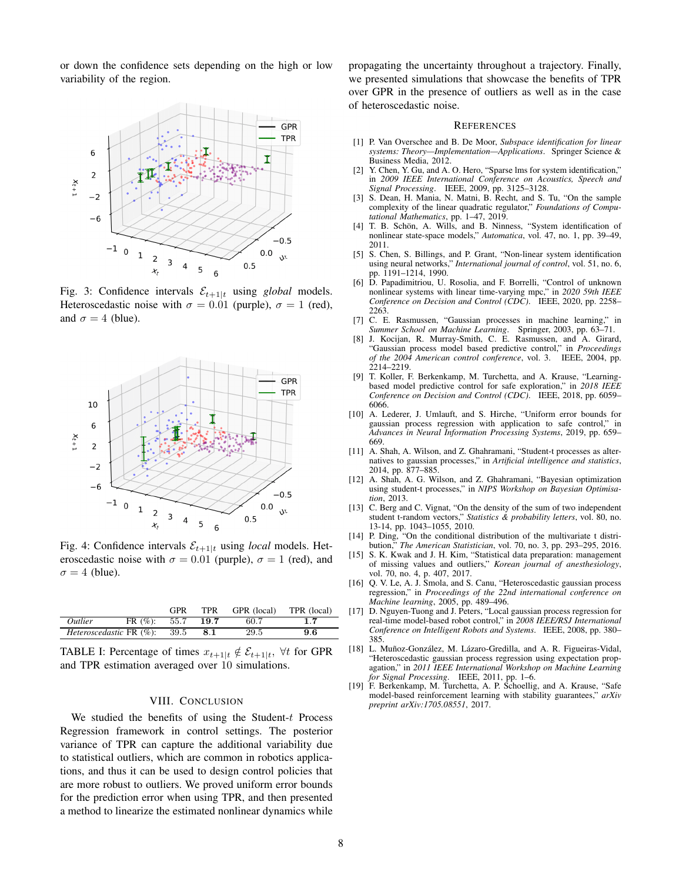or down the confidence sets depending on the high or low variability of the region.

GPR
TPR
6
2
−2
−6
$x_{t+1}$
−1 0 1 2 3 4 5 6
$x_t$
−0.5
0.0
0.5
$u_t$

Fig. 3: Confidence intervals $\mathcal{E}_{t+1|t}$ using *global* models. Heteroscedastic noise with $\sigma = 0.01$ (purple), $\sigma = 1$ (red), and $\sigma = 4$ (blue).

GPR
TPR
10
6
2
−2
−6
$x_{t+1}$
−1 0 1 2 3 4 5 6
$x_t$
−0.5
0.0
0.5
$u_t$

Fig. 4: Confidence intervals $\mathcal{E}_{t+1|t}$ using *local* models. Heteroscedastic noise with $\sigma = 0.01$ (purple), $\sigma = 1$ (red), and $\sigma = 4$ (blue).

| | GPR | TPR | GPR (local) | TPR (local) |
|---|---|---|---|---|
| *Outlier* FR (%): | 55.7 | **19.7** | 60.7 | **1.7** |
| *Heteroscedastic* FR (%): | 39.5 | **8.1** | 29.5 | **9.6** |

TABLE I: Percentage of times $x_{t+1|t} \notin \mathcal{E}_{t+1|t}$, $\forall t$ for GPR and TPR estimation averaged over 10 simulations.

## VIII. Conclusion

We studied the benefits of using the Student-$t$ Process Regression framework in control settings. The posterior variance of TPR can capture the additional variability due to statistical outliers, which are common in robotics applications, and thus it can be used to design control policies that are more robust to outliers. We proved uniform error bounds for the prediction error when using TPR, and then presented a method to linearize the estimated nonlinear dynamics while propagating the uncertainty throughout a trajectory. Finally, we presented simulations that showcase the benefits of TPR over GPR in the presence of outliers as well as in the case of heteroscedastic noise.

## References

[1] P. Van Overschee and B. De Moor, *Subspace identification for linear systems: Theory—Implementation—Applications*. Springer Science & Business Media, 2012.

[2] Y. Chen, Y. Gu, and A. O. Hero, "Sparse lms for system identification," in *2009 IEEE International Conference on Acoustics, Speech and Signal Processing*. IEEE, 2009, pp. 3125–3128.

[3] S. Dean, H. Mania, N. Matni, B. Recht, and S. Tu, "On the sample complexity of the linear quadratic regulator," *Foundations of Computational Mathematics*, pp. 1–47, 2019.

[4] T. B. Schön, A. Wills, and B. Ninness, "System identification of nonlinear state-space models," *Automatica*, vol. 47, no. 1, pp. 39–49, 2011.

[5] S. Chen, S. Billings, and P. Grant, "Non-linear system identification using neural networks," *International journal of control*, vol. 51, no. 6, pp. 1191–1214, 1990.

[6] D. Papadimitriou, U. Rosolia, and F. Borrelli, "Control of unknown nonlinear systems with linear time-varying mpc," in *2020 59th IEEE Conference on Decision and Control (CDC)*. IEEE, 2020, pp. 2258–2263.

[7] C. E. Rasmussen, "Gaussian processes in machine learning," in *Summer School on Machine Learning*. Springer, 2003, pp. 63–71.

[8] J. Kocijan, R. Murray-Smith, C. E. Rasmussen, and A. Girard, "Gaussian process model based predictive control," in *Proceedings of the 2004 American control conference*, vol. 3. IEEE, 2004, pp. 2214–2219.

[9] T. Koller, F. Berkenkamp, M. Turchetta, and A. Krause, "Learning-based model predictive control for safe exploration," in *2018 IEEE Conference on Decision and Control (CDC)*. IEEE, 2018, pp. 6059–6066.

[10] A. Lederer, J. Umlauft, and S. Hirche, "Uniform error bounds for gaussian process regression with application to safe control," in *Advances in Neural Information Processing Systems*, 2019, pp. 659–669.

[11] A. Shah, A. Wilson, and Z. Ghahramani, "Student-t processes as alternatives to gaussian processes," in *Artificial intelligence and statistics*, 2014, pp. 877–885.

[12] A. Shah, A. G. Wilson, and Z. Ghahramani, "Bayesian optimization using student-t processes," in *NIPS Workshop on Bayesian Optimisation*, 2013.

[13] C. Berg and C. Vignat, "On the density of the sum of two independent student t-random vectors," *Statistics & probability letters*, vol. 80, no. 13-14, pp. 1043–1055, 2010.

[14] P. Ding, "On the conditional distribution of the multivariate t distribution," *The American Statistician*, vol. 70, no. 3, pp. 293–295, 2016.

[15] S. K. Kwak and J. H. Kim, "Statistical data preparation: management of missing values and outliers," *Korean journal of anesthesiology*, vol. 70, no. 4, p. 407, 2017.

[16] Q. V. Le, A. J. Smola, and S. Canu, "Heteroscedastic gaussian process regression," in *Proceedings of the 22nd international conference on Machine learning*, 2005, pp. 489–496.

[17] D. Nguyen-Tuong and J. Peters, "Local gaussian process regression for real-time model-based robot control," in *2008 IEEE/RSJ International Conference on Intelligent Robots and Systems*. IEEE, 2008, pp. 380–385.

[18] L. Muñoz-González, M. Lázaro-Gredilla, and A. R. Figueiras-Vidal, "Heteroscedastic gaussian process regression using expectation propagation," in *2011 IEEE International Workshop on Machine Learning for Signal Processing*. IEEE, 2011, pp. 1–6.

[19] F. Berkenkamp, M. Turchetta, A. P. Schoellig, and A. Krause, "Safe model-based reinforcement learning with stability guarantees," *arXiv preprint arXiv:1705.08551*, 2017.